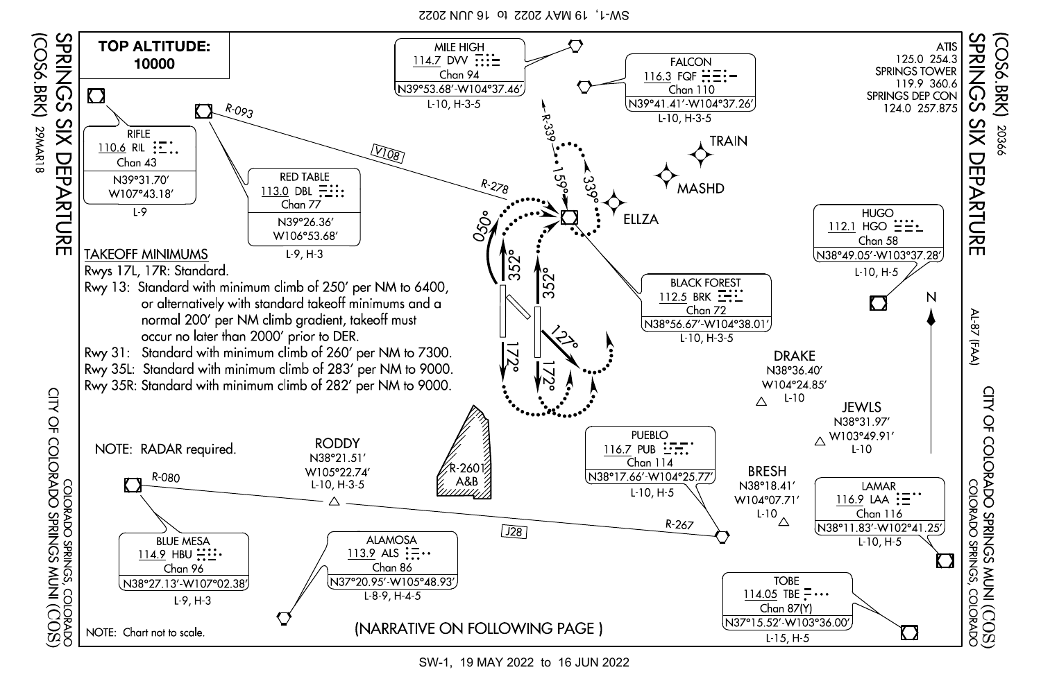# SPRINGS SIX DEPARTURE (COS6.BRK)

COLORADO SPRINGS, COLORADO
CITY OF COLORADO SPRINGS MUNI (COS)

29MAR18 20366 AL-87 (FAA)

**TOP ALTITUDE: 10000**

ATIS 125.0 254.3
SPRINGS TOWER 119.9 360.6
SPRINGS DEP CON 124.0 257.875

## TAKEOFF MINIMUMS

Rwys 17L, 17R: Standard.

Rwy 13: Standard with minimum climb of 250′ per NM to 6400, or alternatively with standard takeoff minimums and a normal 200′ per NM climb gradient, takeoff must occur no later than 2000′ prior to DER.

Rwy 31: Standard with minimum climb of 260′ per NM to 7300.

Rwy 35L: Standard with minimum climb of 283′ per NM to 9000.

Rwy 35R: Standard with minimum climb of 282′ per NM to 9000.

NOTE: RADAR required.

NOTE: Chart not to scale.

(NARRATIVE ON FOLLOWING PAGE)

| Facility | Frequency | Ident | Channel | Coordinates | Charts |
|---|---|---|---|---|---|
| MILE HIGH | 114.7 | DVV | Chan 94 | N39°53.68′-W104°37.46′ | L-10, H-3-5 |
| FALCON | 116.3 | FQF | Chan 110 | N39°41.41′-W104°37.26′ | L-10, H-3-5 |
| RIFLE | 110.6 | RIL | Chan 43 | N39°31.70′ W107°43.18′ | L-9 |
| RED TABLE | 113.0 | DBL | Chan 77 | N39°26.36′ W106°53.68′ | L-9, H-3 |
| HUGO | 112.1 | HGO | Chan 58 | N38°49.05′-W103°37.28′ | L-10, H-5 |
| BLACK FOREST | 112.5 | BRK | Chan 72 | N38°56.67′-W104°38.01′ | L-10, H-3-5 |
| PUEBLO | 116.7 | PUB | Chan 114 | N38°17.66′-W104°25.77′ | L-10, H-5 |
| LAMAR | 116.9 | LAA | Chan 116 | N38°11.83′-W102°41.25′ | L-10, H-5 |
| BLUE MESA | 114.9 | HBU | Chan 96 | N38°27.13′-W107°02.38′ | L-9, H-3 |
| ALAMOSA | 113.9 | ALS | Chan 86 | N37°20.95′-W105°48.93′ | L-8-9, H-4-5 |
| TOBE | 114.05 | TBE | Chan 87(Y) | N37°15.52′-W103°36.00′ | L-15, H-5 |

| Fix | Coordinates | Chart |
|---|---|---|
| DRAKE | N38°36.40′ W104°24.85′ | L-10 |
| JEWLS | N38°31.97′ W103°49.91′ | L-10 |
| RODDY | N38°21.51′ W105°22.74′ | L-10, H-3-5 |
| BRESH | N38°18.41′ W104°07.71′ | L-10 |

TRAIN, MASHD, ELLZA

R-093, V108, R-278, R-339, 159°, 339°, 050°, 352°, 352°, 127°, 172°, 172°, R-080, J28, R-267, R-2601 A&B, N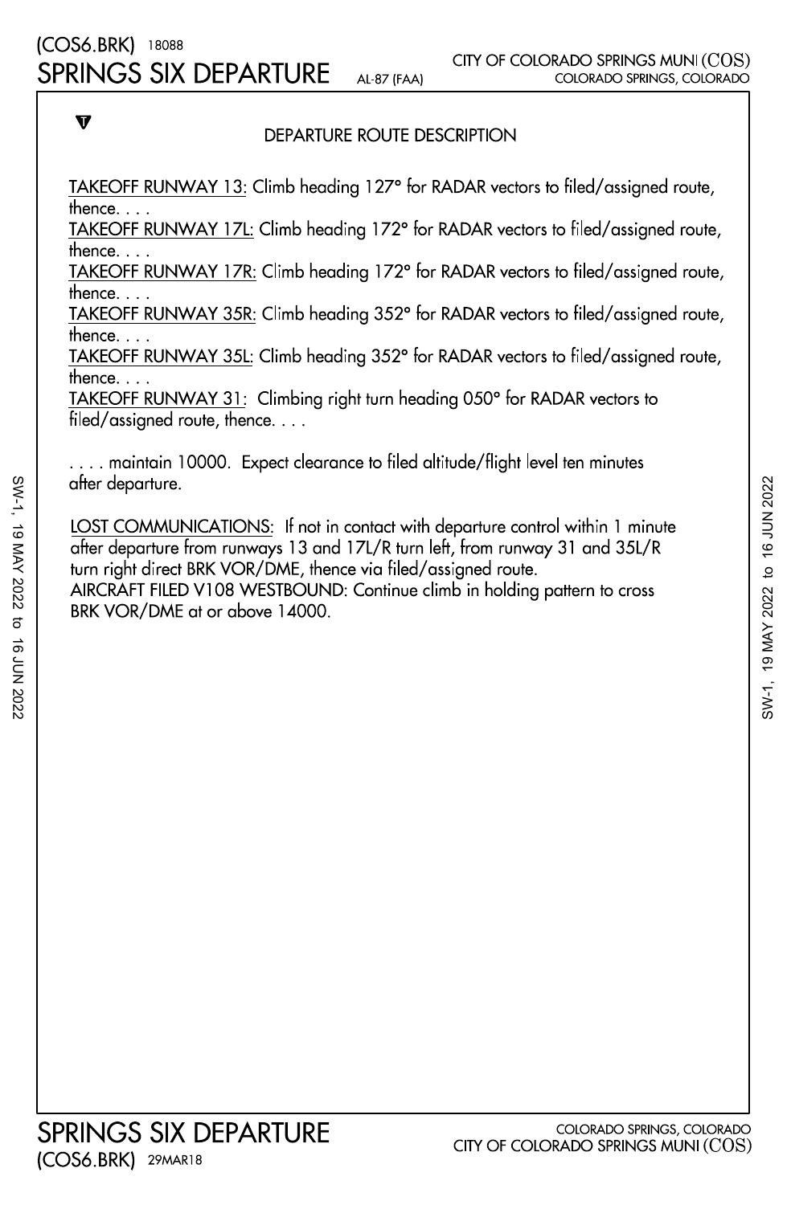# (COS6.BRK) 18088
# SPRINGS SIX DEPARTURE

AL-87 (FAA)

CITY OF COLORADO SPRINGS MUNI (COS)
COLORADO SPRINGS, COLORADO

## DEPARTURE ROUTE DESCRIPTION

TAKEOFF RUNWAY 13: Climb heading 127° for RADAR vectors to filed/assigned route, thence. . . .

TAKEOFF RUNWAY 17L: Climb heading 172° for RADAR vectors to filed/assigned route, thence. . . .

TAKEOFF RUNWAY 17R: Climb heading 172° for RADAR vectors to filed/assigned route, thence. . . .

TAKEOFF RUNWAY 35R: Climb heading 352° for RADAR vectors to filed/assigned route, thence. . . .

TAKEOFF RUNWAY 35L: Climb heading 352° for RADAR vectors to filed/assigned route, thence. . . .

TAKEOFF RUNWAY 31: Climbing right turn heading 050° for RADAR vectors to filed/assigned route, thence. . . .

. . . . maintain 10000. Expect clearance to filed altitude/flight level ten minutes after departure.

LOST COMMUNICATIONS: If not in contact with departure control within 1 minute after departure from runways 13 and 17L/R turn left, from runway 31 and 35L/R turn right direct BRK VOR/DME, thence via filed/assigned route.
AIRCRAFT FILED V108 WESTBOUND: Continue climb in holding pattern to cross BRK VOR/DME at or above 14000.

SPRINGS SIX DEPARTURE
(COS6.BRK) 29MAR18

COLORADO SPRINGS, COLORADO
CITY OF COLORADO SPRINGS MUNI (COS)